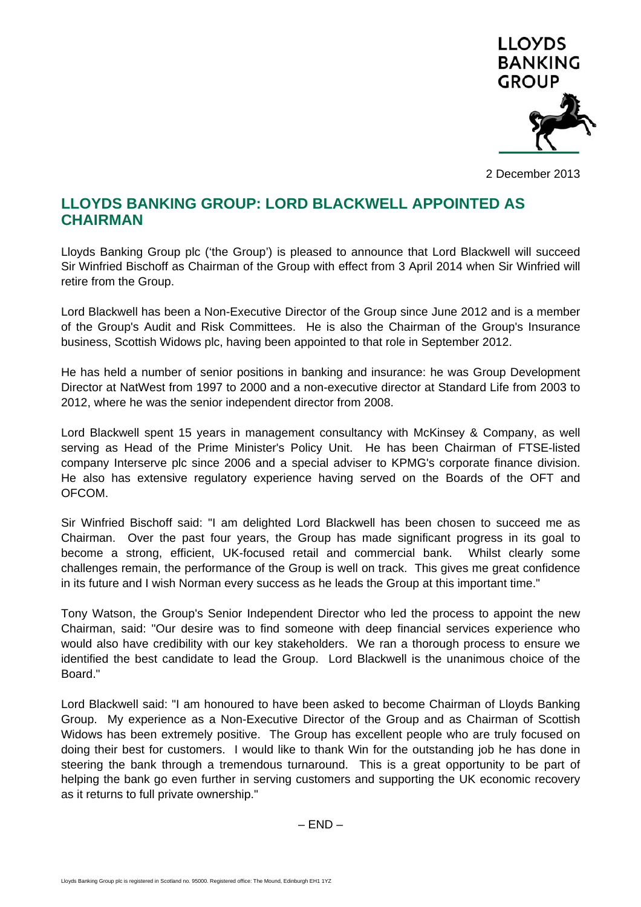LLOYDS BANKING GROUP

2 December 2013

# LLOYDS BANKING GROUP: LORD BLACKWELL APPOINTED AS CHAIRMAN

Lloyds Banking Group plc ('the Group') is pleased to announce that Lord Blackwell will succeed Sir Winfried Bischoff as Chairman of the Group with effect from 3 April 2014 when Sir Winfried will retire from the Group.

Lord Blackwell has been a Non-Executive Director of the Group since June 2012 and is a member of the Group's Audit and Risk Committees. He is also the Chairman of the Group's Insurance business, Scottish Widows plc, having been appointed to that role in September 2012.

He has held a number of senior positions in banking and insurance: he was Group Development Director at NatWest from 1997 to 2000 and a non-executive director at Standard Life from 2003 to 2012, where he was the senior independent director from 2008.

Lord Blackwell spent 15 years in management consultancy with McKinsey & Company, as well serving as Head of the Prime Minister's Policy Unit. He has been Chairman of FTSE-listed company Interserve plc since 2006 and a special adviser to KPMG's corporate finance division. He also has extensive regulatory experience having served on the Boards of the OFT and OFCOM.

Sir Winfried Bischoff said: "I am delighted Lord Blackwell has been chosen to succeed me as Chairman. Over the past four years, the Group has made significant progress in its goal to become a strong, efficient, UK-focused retail and commercial bank. Whilst clearly some challenges remain, the performance of the Group is well on track. This gives me great confidence in its future and I wish Norman every success as he leads the Group at this important time."

Tony Watson, the Group's Senior Independent Director who led the process to appoint the new Chairman, said: "Our desire was to find someone with deep financial services experience who would also have credibility with our key stakeholders. We ran a thorough process to ensure we identified the best candidate to lead the Group. Lord Blackwell is the unanimous choice of the Board."

Lord Blackwell said: "I am honoured to have been asked to become Chairman of Lloyds Banking Group. My experience as a Non-Executive Director of the Group and as Chairman of Scottish Widows has been extremely positive. The Group has excellent people who are truly focused on doing their best for customers. I would like to thank Win for the outstanding job he has done in steering the bank through a tremendous turnaround. This is a great opportunity to be part of helping the bank go even further in serving customers and supporting the UK economic recovery as it returns to full private ownership."

– END –

Lloyds Banking Group plc is registered in Scotland no. 95000. Registered office: The Mound, Edinburgh EH1 1YZ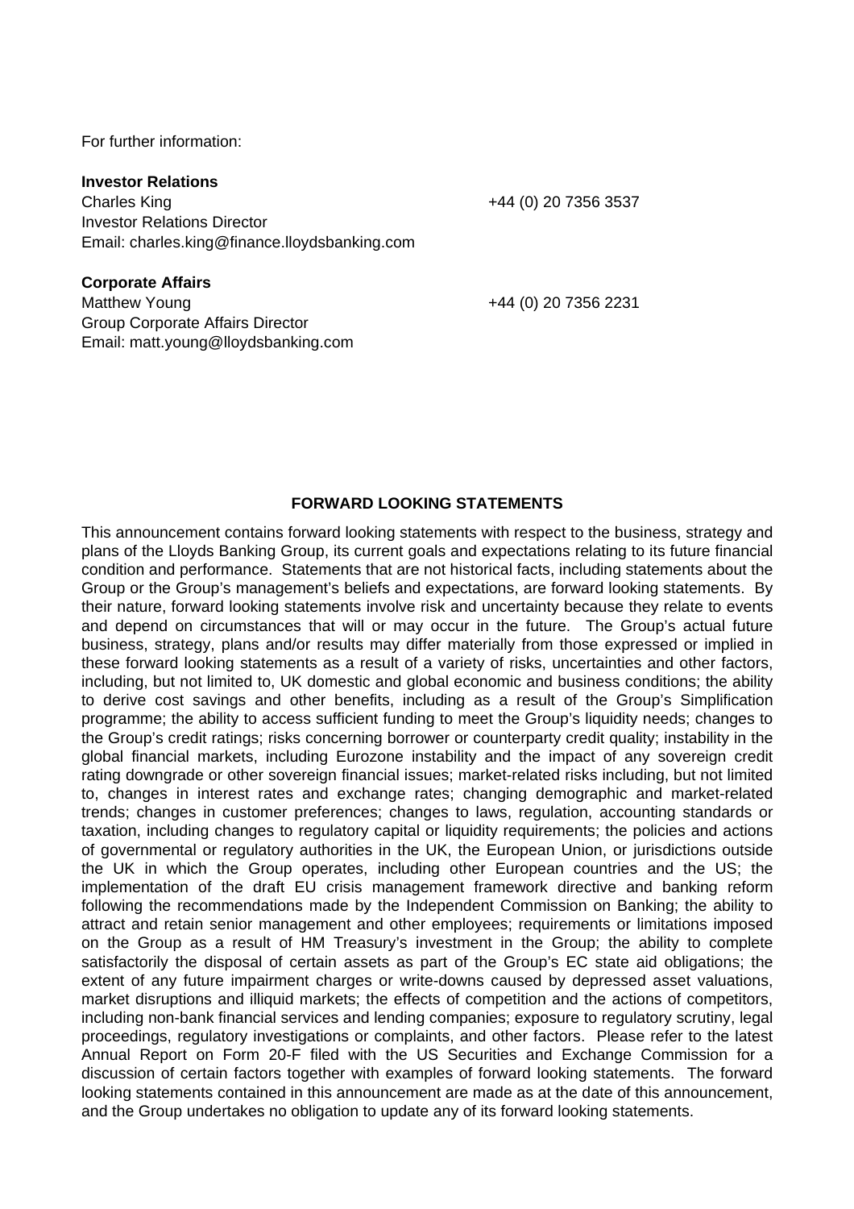For further information:

**Investor Relations**
Charles King +44 (0) 20 7356 3537
Investor Relations Director
Email: charles.king@finance.lloydsbanking.com

**Corporate Affairs**
Matthew Young +44 (0) 20 7356 2231
Group Corporate Affairs Director
Email: matt.young@lloydsbanking.com

**FORWARD LOOKING STATEMENTS**

This announcement contains forward looking statements with respect to the business, strategy and plans of the Lloyds Banking Group, its current goals and expectations relating to its future financial condition and performance. Statements that are not historical facts, including statements about the Group or the Group's management's beliefs and expectations, are forward looking statements. By their nature, forward looking statements involve risk and uncertainty because they relate to events and depend on circumstances that will or may occur in the future. The Group's actual future business, strategy, plans and/or results may differ materially from those expressed or implied in these forward looking statements as a result of a variety of risks, uncertainties and other factors, including, but not limited to, UK domestic and global economic and business conditions; the ability to derive cost savings and other benefits, including as a result of the Group's Simplification programme; the ability to access sufficient funding to meet the Group's liquidity needs; changes to the Group's credit ratings; risks concerning borrower or counterparty credit quality; instability in the global financial markets, including Eurozone instability and the impact of any sovereign credit rating downgrade or other sovereign financial issues; market-related risks including, but not limited to, changes in interest rates and exchange rates; changing demographic and market-related trends; changes in customer preferences; changes to laws, regulation, accounting standards or taxation, including changes to regulatory capital or liquidity requirements; the policies and actions of governmental or regulatory authorities in the UK, the European Union, or jurisdictions outside the UK in which the Group operates, including other European countries and the US; the implementation of the draft EU crisis management framework directive and banking reform following the recommendations made by the Independent Commission on Banking; the ability to attract and retain senior management and other employees; requirements or limitations imposed on the Group as a result of HM Treasury's investment in the Group; the ability to complete satisfactorily the disposal of certain assets as part of the Group's EC state aid obligations; the extent of any future impairment charges or write-downs caused by depressed asset valuations, market disruptions and illiquid markets; the effects of competition and the actions of competitors, including non-bank financial services and lending companies; exposure to regulatory scrutiny, legal proceedings, regulatory investigations or complaints, and other factors. Please refer to the latest Annual Report on Form 20-F filed with the US Securities and Exchange Commission for a discussion of certain factors together with examples of forward looking statements. The forward looking statements contained in this announcement are made as at the date of this announcement, and the Group undertakes no obligation to update any of its forward looking statements.